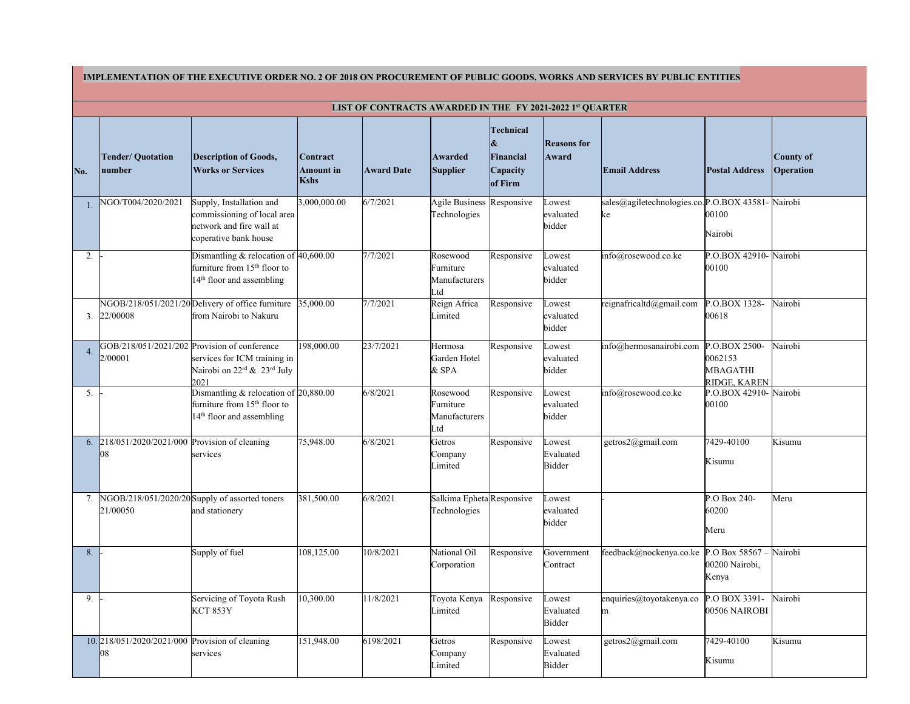**IMPLEMENTATION OF THE EXECUTIVE ORDER NO. 2 OF 2018 ON PROCUREMENT OF PUBLIC GOODS, WORKS AND SERVICES BY PUBLIC ENTITIES**

**LIST OF CONTRACTS AWARDED IN THE FY 2021-2022 1st QUARTER**

| No. | Tender/ Quotation number | Description of Goods, Works or Services | Contract Amount in Kshs | Award Date | Awarded Supplier | Technical & Financial Capacity of Firm | Reasons for Award | Email Address | Postal Address | County of Operation |
|---|---|---|---|---|---|---|---|---|---|---|
| 1. | NGO/T004/2020/2021 | Supply, Installation and commissioning of local area network and fire wall at coperative bank house | 3,000,000.00 | 6/7/2021 | Agile Business Technologies | Responsive | Lowest evaluated bidder | sales@agiletechnologies.co.ke | P.O.BOX 43581-00100 Nairobi | Nairobi |
| 2. | - | Dismantling & relocation of furniture from 15th floor to 14th floor and assembling | 40,600.00 | 7/7/2021 | Rosewood Furniture Manufacturers Ltd | Responsive | Lowest evaluated bidder | info@rosewood.co.ke | P.O.BOX 42910-00100 | Nairobi |
| 3. | NGOB/218/051/2021/2022/00008 | Delivery of office furniture from Nairobi to Nakuru | 35,000.00 | 7/7/2021 | Reign Africa Limited | Responsive | Lowest evaluated bidder | reignafricaltd@gmail.com | P.O.BOX 1328-00618 | Nairobi |
| 4. | GOB/218/051/2021/2022/00001 | Provision of conference services for ICM training in Nairobi on 22nd & 23rd July 2021 | 198,000.00 | 23/7/2021 | Hermosa Garden Hotel & SPA | Responsive | Lowest evaluated bidder | info@hermosanairobi.com | P.O.BOX 2500-0062153 MBAGATHI RIDGE, KAREN | Nairobi |
| 5. | - | Dismantling & relocation of furniture from 15th floor to 14th floor and assembling | 20,880.00 | 6/8/2021 | Rosewood Furniture Manufacturers Ltd | Responsive | Lowest evaluated bidder | info@rosewood.co.ke | P.O.BOX 42910-00100 | Nairobi |
| 6. | 218/051/2020/2021/00008 | Provision of cleaning services | 75,948.00 | 6/8/2021 | Getros Company Limited | Responsive | Lowest Evaluated Bidder | getros2@gmail.com | 7429-40100 Kisumu | Kisumu |
| 7. | NGOB/218/051/2020/2021/00050 | Supply of assorted toners and stationery | 381,500.00 | 6/8/2021 | Salkima Epheta Technologies | Responsive | Lowest evaluated bidder | - | P.O Box 240-60200 Meru | Meru |
| 8. | - | Supply of fuel | 108,125.00 | 10/8/2021 | National Oil Corporation | Responsive | Government Contract | feedback@nockenya.co.ke | P.O Box 58567 – 00200 Nairobi, Kenya | Nairobi |
| 9. | - | Servicing of Toyota Rush KCT 853Y | 10,300.00 | 11/8/2021 | Toyota Kenya Limited | Responsive | Lowest Evaluated Bidder | enquiries@toyotakenya.com | P.O BOX 3391-00506 NAIROBI | Nairobi |
| 10. | 218/051/2020/2021/00008 | Provision of cleaning services | 151,948.00 | 6198/2021 | Getros Company Limited | Responsive | Lowest Evaluated Bidder | getros2@gmail.com | 7429-40100 Kisumu | Kisumu |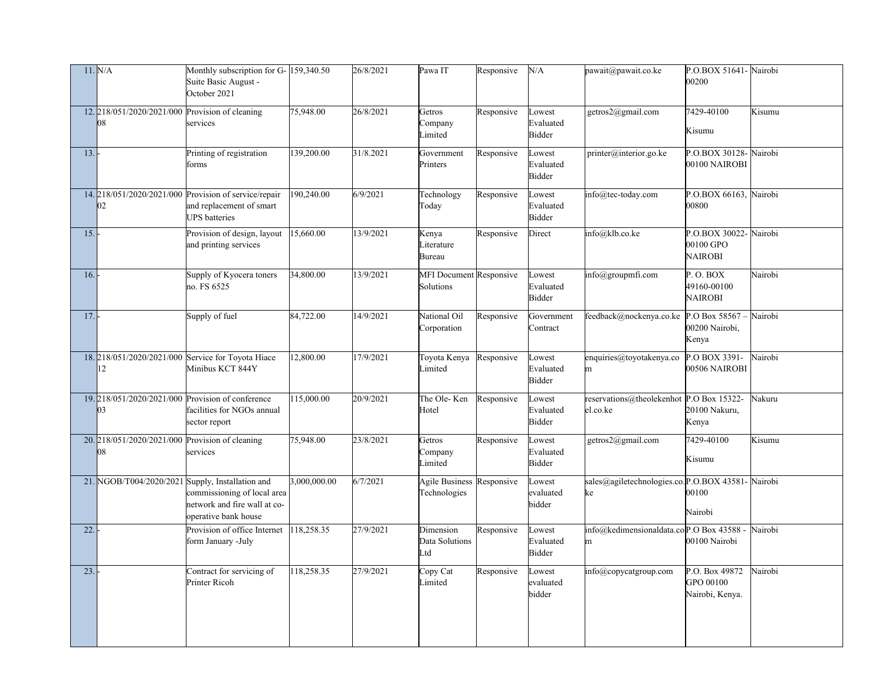| 11. | N/A | Monthly subscription for G-Suite Basic August - October 2021 | 159,340.50 | 26/8/2021 | Pawa IT | Responsive | N/A | pawait@pawait.co.ke | P.O.BOX 51641-00200 | Nairobi |
|---|---|---|---|---|---|---|---|---|---|---|
| 12. | 218/051/2020/2021/00008 | Provision of cleaning services | 75,948.00 | 26/8/2021 | Getros Company Limited | Responsive | Lowest Evaluated Bidder | getros2@gmail.com | 7429-40100 Kisumu | Kisumu |
| 13. | - | Printing of registration forms | 139,200.00 | 31/8.2021 | Government Printers | Responsive | Lowest Evaluated Bidder | printer@interior.go.ke | P.O.BOX 30128-00100 NAIROBI | Nairobi |
| 14. | 218/051/2020/2021/00002 | Provision of service/repair and replacement of smart UPS batteries | 190,240.00 | 6/9/2021 | Technology Today | Responsive | Lowest Evaluated Bidder | info@tec-today.com | P.O.BOX 66163, 00800 | Nairobi |
| 15. | - | Provision of design, layout and printing services | 15,660.00 | 13/9/2021 | Kenya Literature Bureau | Responsive | Direct | info@klb.co.ke | P.O.BOX 30022-00100 GPO NAIROBI | Nairobi |
| 16. | - | Supply of Kyocera toners no. FS 6525 | 34,800.00 | 13/9/2021 | MFI Document Solutions | Responsive | Lowest Evaluated Bidder | info@groupmfi.com | P. O. BOX 49160-00100 NAIROBI | Nairobi |
| 17. | - | Supply of fuel | 84,722.00 | 14/9/2021 | National Oil Corporation | Responsive | Government Contract | feedback@nockenya.co.ke | P.O Box 58567 – 00200 Nairobi, Kenya | Nairobi |
| 18. | 218/051/2020/2021/00012 | Service for Toyota Hiace Minibus KCT 844Y | 12,800.00 | 17/9/2021 | Toyota Kenya Limited | Responsive | Lowest Evaluated Bidder | enquiries@toyotakenya.com | P.O BOX 3391-00506 NAIROBI | Nairobi |
| 19. | 218/051/2020/2021/00003 | Provision of conference facilities for NGOs annual sector report | 115,000.00 | 20/9/2021 | The Ole- Ken Hotel | Responsive | Lowest Evaluated Bidder | reservations@theolekenhotel.co.ke | P.O Box 15322-20100 Nakuru, Kenya | Nakuru |
| 20. | 218/051/2020/2021/00008 | Provision of cleaning services | 75,948.00 | 23/8/2021 | Getros Company Limited | Responsive | Lowest Evaluated Bidder | getros2@gmail.com | 7429-40100 Kisumu | Kisumu |
| 21. | NGOB/T004/2020/2021 | Supply, Installation and commissioning of local area network and fire wall at co-operative bank house | 3,000,000.00 | 6/7/2021 | Agile Business Technologies | Responsive | Lowest evaluated bidder | sales@agiletechnologies.co.ke | P.O.BOX 43581-00100 Nairobi | Nairobi |
| 22. | - | Provision of office Internet form January -July | 118,258.35 | 27/9/2021 | Dimension Data Solutions Ltd | Responsive | Lowest Evaluated Bidder | info@kedimensionaldata.com | P.O Box 43588 - 00100 Nairobi | Nairobi |
| 23. | - | Contract for servicing of Printer Ricoh | 118,258.35 | 27/9/2021 | Copy Cat Limited | Responsive | Lowest evaluated bidder | info@copycatgroup.com | P.O. Box 49872 GPO 00100 Nairobi, Kenya. | Nairobi |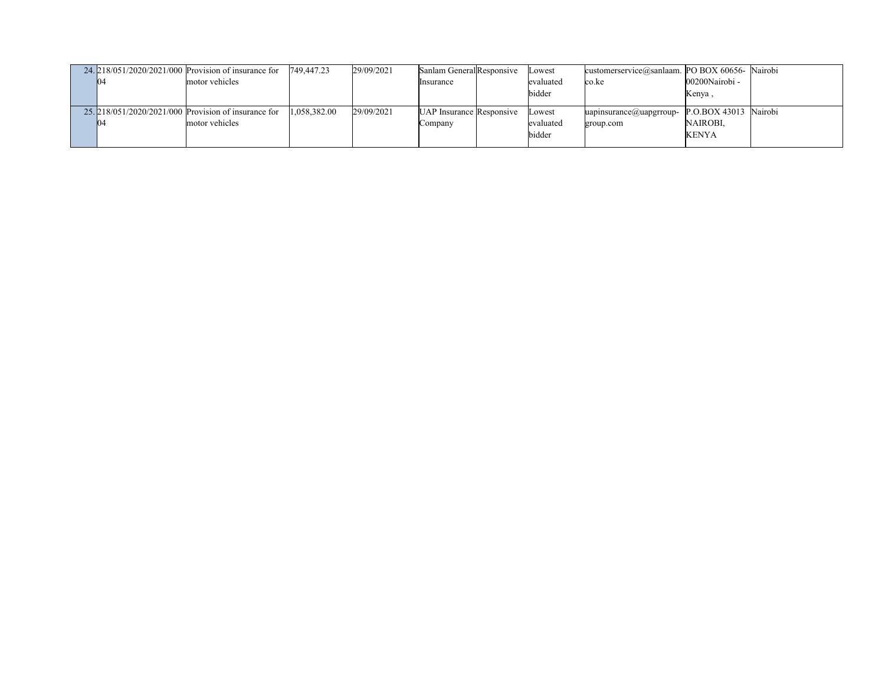| | | | | | | | | | | |
|---|---|---|---|---|---|---|---|---|---|---|
| 24. | 218/051/2020/2021/00004 | Provision of insurance for motor vehicles | 749,447.23 | 29/09/2021 | Sanlam General Insurance | Responsive | Lowest evaluated bidder | customerservice@sanlaam.co.ke | PO BOX 60656-00200Nairobi - Kenya , | Nairobi |
| 25. | 218/051/2020/2021/00004 | Provision of insurance for motor vehicles | 1,058,382.00 | 29/09/2021 | UAP Insurance Company | Responsive | Lowest evaluated bidder | uapinsurance@uapgrroup-group.com | P.O.BOX 43013 NAIROBI, KENYA | Nairobi |